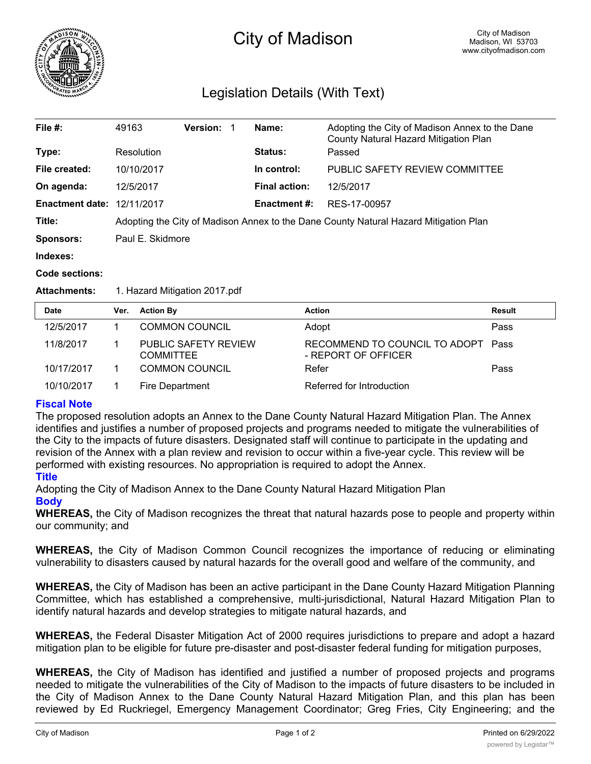# City of Madison

City of Madison
Madison, WI 53703
www.cityofmadison.com

## Legislation Details (With Text)

| | | | |
|---|---|---|---|
| **File #:** | 49163 **Version:** 1 | **Name:** | Adopting the City of Madison Annex to the Dane County Natural Hazard Mitigation Plan |
| **Type:** | Resolution | **Status:** | Passed |
| **File created:** | 10/10/2017 | **In control:** | PUBLIC SAFETY REVIEW COMMITTEE |
| **On agenda:** | 12/5/2017 | **Final action:** | 12/5/2017 |
| **Enactment date:** | 12/11/2017 | **Enactment #:** | RES-17-00957 |

**Title:** Adopting the City of Madison Annex to the Dane County Natural Hazard Mitigation Plan

**Sponsors:** Paul E. Skidmore

**Indexes:**

**Code sections:**

**Attachments:** 1. Hazard Mitigation 2017.pdf

| Date | Ver. | Action By | Action | Result |
|---|---|---|---|---|
| 12/5/2017 | 1 | COMMON COUNCIL | Adopt | Pass |
| 11/8/2017 | 1 | PUBLIC SAFETY REVIEW COMMITTEE | RECOMMEND TO COUNCIL TO ADOPT - REPORT OF OFFICER | Pass |
| 10/17/2017 | 1 | COMMON COUNCIL | Refer | Pass |
| 10/10/2017 | 1 | Fire Department | Referred for Introduction | |

### Fiscal Note

The proposed resolution adopts an Annex to the Dane County Natural Hazard Mitigation Plan. The Annex identifies and justifies a number of proposed projects and programs needed to mitigate the vulnerabilities of the City to the impacts of future disasters. Designated staff will continue to participate in the updating and revision of the Annex with a plan review and revision to occur within a five-year cycle. This review will be performed with existing resources. No appropriation is required to adopt the Annex.

### Title

Adopting the City of Madison Annex to the Dane County Natural Hazard Mitigation Plan

### Body

**WHEREAS,** the City of Madison recognizes the threat that natural hazards pose to people and property within our community; and

**WHEREAS,** the City of Madison Common Council recognizes the importance of reducing or eliminating vulnerability to disasters caused by natural hazards for the overall good and welfare of the community, and

**WHEREAS,** the City of Madison has been an active participant in the Dane County Hazard Mitigation Planning Committee, which has established a comprehensive, multi-jurisdictional, Natural Hazard Mitigation Plan to identify natural hazards and develop strategies to mitigate natural hazards, and

**WHEREAS,** the Federal Disaster Mitigation Act of 2000 requires jurisdictions to prepare and adopt a hazard mitigation plan to be eligible for future pre-disaster and post-disaster federal funding for mitigation purposes,

**WHEREAS,** the City of Madison has identified and justified a number of proposed projects and programs needed to mitigate the vulnerabilities of the City of Madison to the impacts of future disasters to be included in the City of Madison Annex to the Dane County Natural Hazard Mitigation Plan, and this plan has been reviewed by Ed Ruckriegel, Emergency Management Coordinator; Greg Fries, City Engineering; and the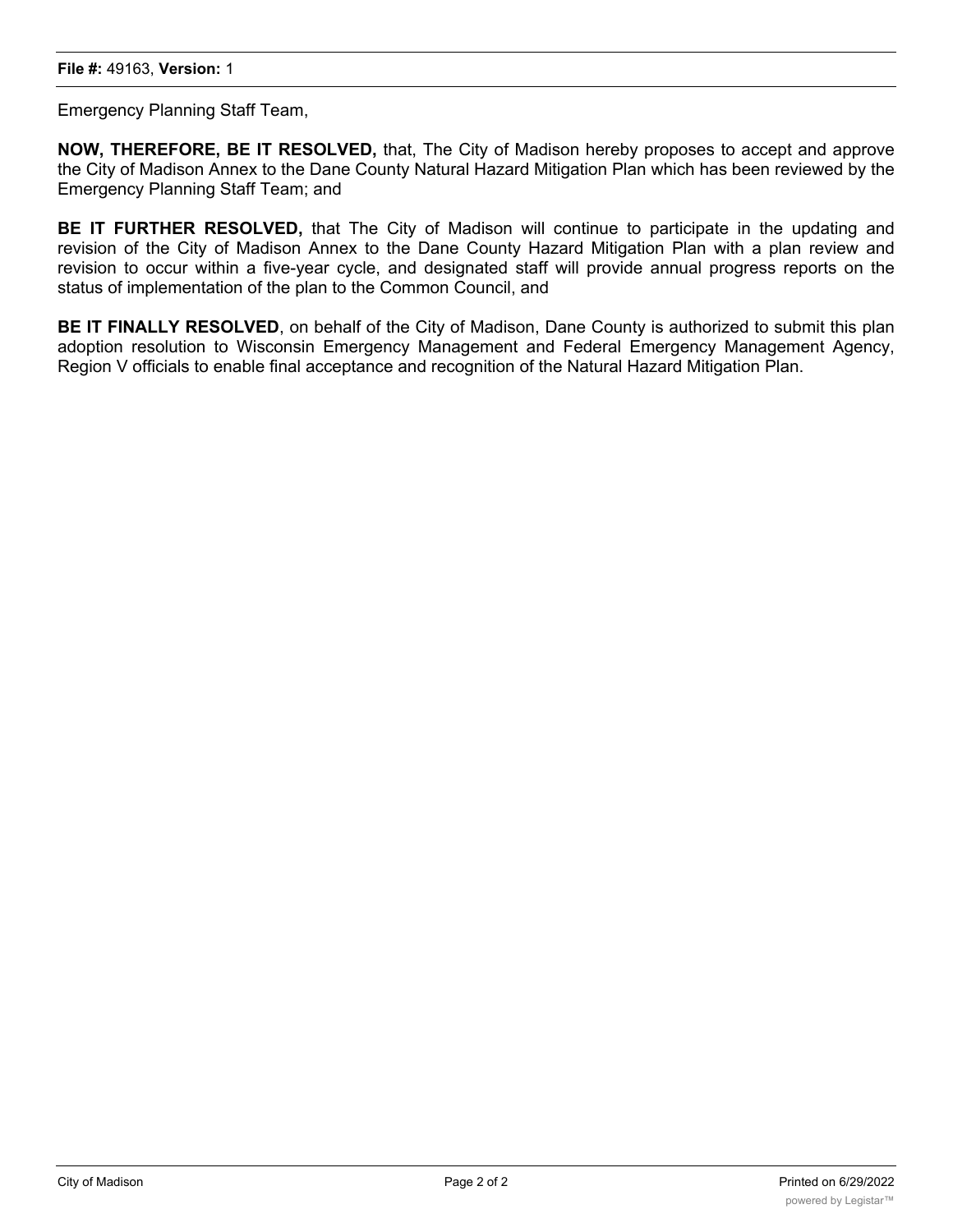Emergency Planning Staff Team,

**NOW, THEREFORE, BE IT RESOLVED,** that, The City of Madison hereby proposes to accept and approve the City of Madison Annex to the Dane County Natural Hazard Mitigation Plan which has been reviewed by the Emergency Planning Staff Team; and

**BE IT FURTHER RESOLVED,** that The City of Madison will continue to participate in the updating and revision of the City of Madison Annex to the Dane County Hazard Mitigation Plan with a plan review and revision to occur within a five-year cycle, and designated staff will provide annual progress reports on the status of implementation of the plan to the Common Council, and

**BE IT FINALLY RESOLVED**, on behalf of the City of Madison, Dane County is authorized to submit this plan adoption resolution to Wisconsin Emergency Management and Federal Emergency Management Agency, Region V officials to enable final acceptance and recognition of the Natural Hazard Mitigation Plan.